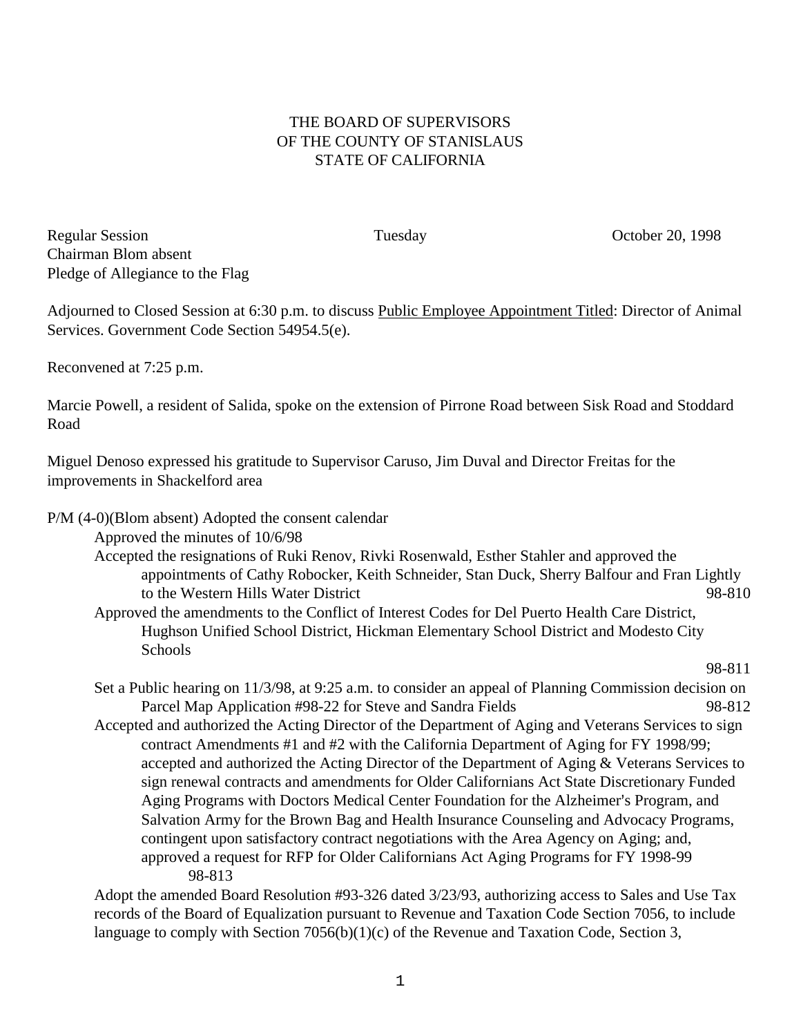THE BOARD OF SUPERVISORS
OF THE COUNTY OF STANISLAUS
STATE OF CALIFORNIA

Regular Session Tuesday October 20, 1998
Chairman Blom absent
Pledge of Allegiance to the Flag

Adjourned to Closed Session at 6:30 p.m. to discuss Public Employee Appointment Titled: Director of Animal Services. Government Code Section 54954.5(e).

Reconvened at 7:25 p.m.

Marcie Powell, a resident of Salida, spoke on the extension of Pirrone Road between Sisk Road and Stoddard Road

Miguel Denoso expressed his gratitude to Supervisor Caruso, Jim Duval and Director Freitas for the improvements in Shackelford area

P/M (4-0)(Blom absent) Adopted the consent calendar

- Approved the minutes of 10/6/98
- Accepted the resignations of Ruki Renov, Rivki Rosenwald, Esther Stahler and approved the appointments of Cathy Robocker, Keith Schneider, Stan Duck, Sherry Balfour and Fran Lightly to the Western Hills Water District 98-810
- Approved the amendments to the Conflict of Interest Codes for Del Puerto Health Care District, Hughson Unified School District, Hickman Elementary School District and Modesto City Schools 98-811
- Set a Public hearing on 11/3/98, at 9:25 a.m. to consider an appeal of Planning Commission decision on Parcel Map Application #98-22 for Steve and Sandra Fields 98-812
- Accepted and authorized the Acting Director of the Department of Aging and Veterans Services to sign contract Amendments #1 and #2 with the California Department of Aging for FY 1998/99; accepted and authorized the Acting Director of the Department of Aging & Veterans Services to sign renewal contracts and amendments for Older Californians Act State Discretionary Funded Aging Programs with Doctors Medical Center Foundation for the Alzheimer's Program, and Salvation Army for the Brown Bag and Health Insurance Counseling and Advocacy Programs, contingent upon satisfactory contract negotiations with the Area Agency on Aging; and, approved a request for RFP for Older Californians Act Aging Programs for FY 1998-99 98-813
- Adopt the amended Board Resolution #93-326 dated 3/23/93, authorizing access to Sales and Use Tax records of the Board of Equalization pursuant to Revenue and Taxation Code Section 7056, to include language to comply with Section 7056(b)(1)(c) of the Revenue and Taxation Code, Section 3,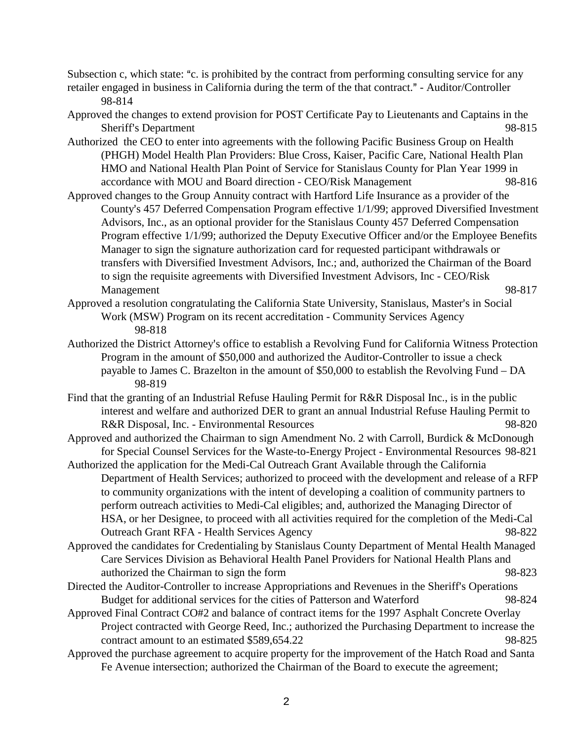Subsection c, which state: "c. is prohibited by the contract from performing consulting service for any retailer engaged in business in California during the term of the that contract." - Auditor/Controller 98-814

Approved the changes to extend provision for POST Certificate Pay to Lieutenants and Captains in the Sheriff's Department 98-815

Authorized the CEO to enter into agreements with the following Pacific Business Group on Health (PHGH) Model Health Plan Providers: Blue Cross, Kaiser, Pacific Care, National Health Plan HMO and National Health Plan Point of Service for Stanislaus County for Plan Year 1999 in accordance with MOU and Board direction - CEO/Risk Management 98-816

Approved changes to the Group Annuity contract with Hartford Life Insurance as a provider of the County's 457 Deferred Compensation Program effective 1/1/99; approved Diversified Investment Advisors, Inc., as an optional provider for the Stanislaus County 457 Deferred Compensation Program effective 1/1/99; authorized the Deputy Executive Officer and/or the Employee Benefits Manager to sign the signature authorization card for requested participant withdrawals or transfers with Diversified Investment Advisors, Inc.; and, authorized the Chairman of the Board to sign the requisite agreements with Diversified Investment Advisors, Inc - CEO/Risk Management 98-817

Approved a resolution congratulating the California State University, Stanislaus, Master's in Social Work (MSW) Program on its recent accreditation - Community Services Agency 98-818

Authorized the District Attorney's office to establish a Revolving Fund for California Witness Protection Program in the amount of $50,000 and authorized the Auditor-Controller to issue a check payable to James C. Brazelton in the amount of $50,000 to establish the Revolving Fund – DA 98-819

Find that the granting of an Industrial Refuse Hauling Permit for R&R Disposal Inc., is in the public interest and welfare and authorized DER to grant an annual Industrial Refuse Hauling Permit to R&R Disposal, Inc. - Environmental Resources 98-820

Approved and authorized the Chairman to sign Amendment No. 2 with Carroll, Burdick & McDonough for Special Counsel Services for the Waste-to-Energy Project - Environmental Resources 98-821

Authorized the application for the Medi-Cal Outreach Grant Available through the California Department of Health Services; authorized to proceed with the development and release of a RFP to community organizations with the intent of developing a coalition of community partners to perform outreach activities to Medi-Cal eligibles; and, authorized the Managing Director of HSA, or her Designee, to proceed with all activities required for the completion of the Medi-Cal Outreach Grant RFA - Health Services Agency 98-822

Approved the candidates for Credentialing by Stanislaus County Department of Mental Health Managed Care Services Division as Behavioral Health Panel Providers for National Health Plans and authorized the Chairman to sign the form 98-823

Directed the Auditor-Controller to increase Appropriations and Revenues in the Sheriff's Operations Budget for additional services for the cities of Patterson and Waterford 98-824

Approved Final Contract CO#2 and balance of contract items for the 1997 Asphalt Concrete Overlay Project contracted with George Reed, Inc.; authorized the Purchasing Department to increase the contract amount to an estimated $589,654.22 98-825

Approved the purchase agreement to acquire property for the improvement of the Hatch Road and Santa Fe Avenue intersection; authorized the Chairman of the Board to execute the agreement;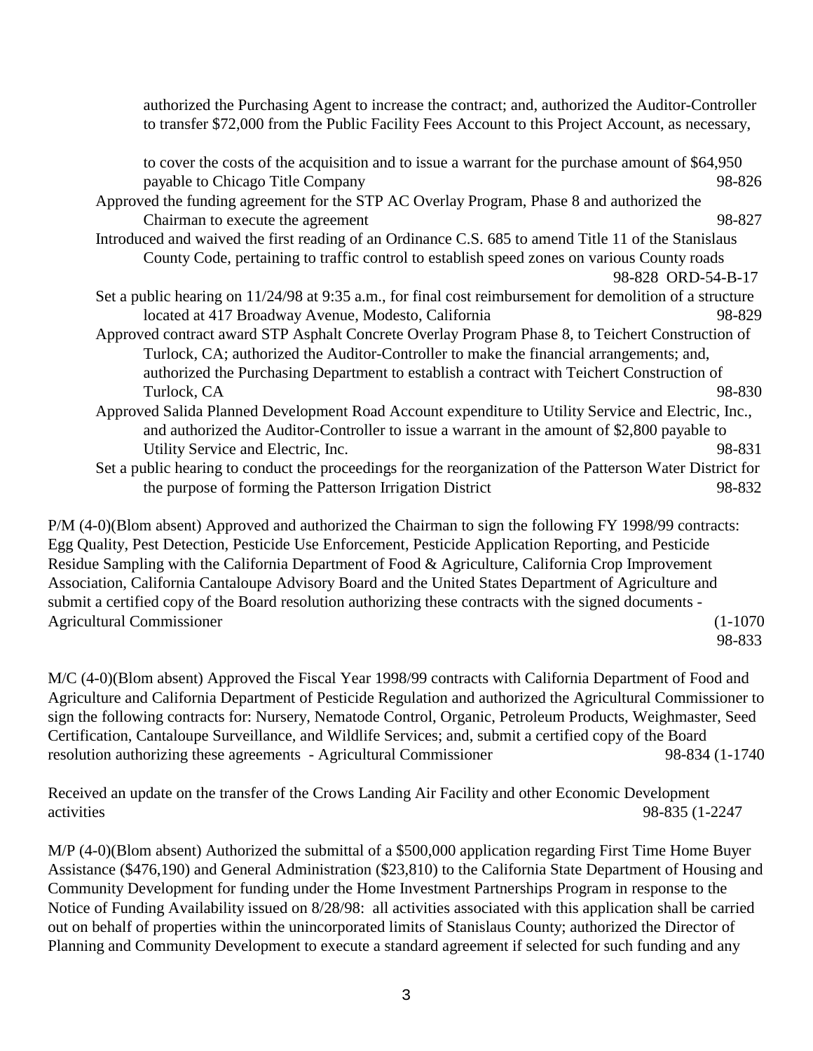authorized the Purchasing Agent to increase the contract; and, authorized the Auditor-Controller to transfer $72,000 from the Public Facility Fees Account to this Project Account, as necessary,

to cover the costs of the acquisition and to issue a warrant for the purchase amount of $64,950 payable to Chicago Title Company 98-826

Approved the funding agreement for the STP AC Overlay Program, Phase 8 and authorized the Chairman to execute the agreement 98-827

Introduced and waived the first reading of an Ordinance C.S. 685 to amend Title 11 of the Stanislaus County Code, pertaining to traffic control to establish speed zones on various County roads 98-828 ORD-54-B-17

Set a public hearing on 11/24/98 at 9:35 a.m., for final cost reimbursement for demolition of a structure located at 417 Broadway Avenue, Modesto, California 98-829

Approved contract award STP Asphalt Concrete Overlay Program Phase 8, to Teichert Construction of Turlock, CA; authorized the Auditor-Controller to make the financial arrangements; and, authorized the Purchasing Department to establish a contract with Teichert Construction of Turlock, CA 98-830

Approved Salida Planned Development Road Account expenditure to Utility Service and Electric, Inc., and authorized the Auditor-Controller to issue a warrant in the amount of $2,800 payable to Utility Service and Electric, Inc. 98-831

Set a public hearing to conduct the proceedings for the reorganization of the Patterson Water District for the purpose of forming the Patterson Irrigation District 98-832

P/M (4-0)(Blom absent) Approved and authorized the Chairman to sign the following FY 1998/99 contracts: Egg Quality, Pest Detection, Pesticide Use Enforcement, Pesticide Application Reporting, and Pesticide Residue Sampling with the California Department of Food & Agriculture, California Crop Improvement Association, California Cantaloupe Advisory Board and the United States Department of Agriculture and submit a certified copy of the Board resolution authorizing these contracts with the signed documents - Agricultural Commissioner (1-1070 98-833

M/C (4-0)(Blom absent) Approved the Fiscal Year 1998/99 contracts with California Department of Food and Agriculture and California Department of Pesticide Regulation and authorized the Agricultural Commissioner to sign the following contracts for: Nursery, Nematode Control, Organic, Petroleum Products, Weighmaster, Seed Certification, Cantaloupe Surveillance, and Wildlife Services; and, submit a certified copy of the Board resolution authorizing these agreements - Agricultural Commissioner 98-834 (1-1740

Received an update on the transfer of the Crows Landing Air Facility and other Economic Development activities 98-835 (1-2247

M/P (4-0)(Blom absent) Authorized the submittal of a $500,000 application regarding First Time Home Buyer Assistance ($476,190) and General Administration ($23,810) to the California State Department of Housing and Community Development for funding under the Home Investment Partnerships Program in response to the Notice of Funding Availability issued on 8/28/98: all activities associated with this application shall be carried out on behalf of properties within the unincorporated limits of Stanislaus County; authorized the Director of Planning and Community Development to execute a standard agreement if selected for such funding and any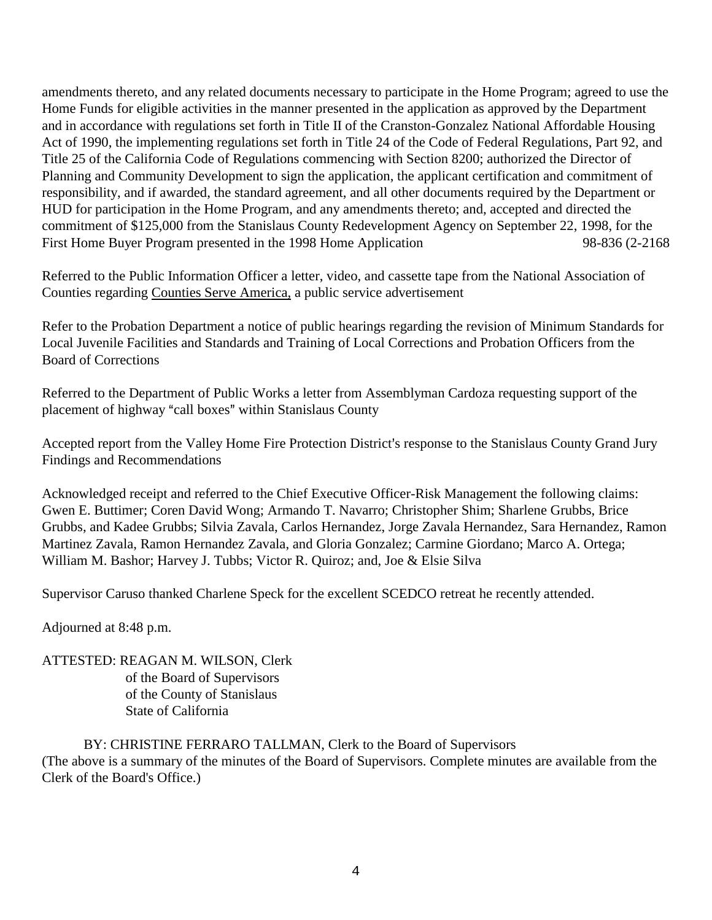amendments thereto, and any related documents necessary to participate in the Home Program; agreed to use the Home Funds for eligible activities in the manner presented in the application as approved by the Department and in accordance with regulations set forth in Title II of the Cranston-Gonzalez National Affordable Housing Act of 1990, the implementing regulations set forth in Title 24 of the Code of Federal Regulations, Part 92, and Title 25 of the California Code of Regulations commencing with Section 8200; authorized the Director of Planning and Community Development to sign the application, the applicant certification and commitment of responsibility, and if awarded, the standard agreement, and all other documents required by the Department or HUD for participation in the Home Program, and any amendments thereto; and, accepted and directed the commitment of $125,000 from the Stanislaus County Redevelopment Agency on September 22, 1998, for the First Home Buyer Program presented in the 1998 Home Application 98-836 (2-2168

Referred to the Public Information Officer a letter, video, and cassette tape from the National Association of Counties regarding Counties Serve America, a public service advertisement

Refer to the Probation Department a notice of public hearings regarding the revision of Minimum Standards for Local Juvenile Facilities and Standards and Training of Local Corrections and Probation Officers from the Board of Corrections

Referred to the Department of Public Works a letter from Assemblyman Cardoza requesting support of the placement of highway "call boxes" within Stanislaus County

Accepted report from the Valley Home Fire Protection District's response to the Stanislaus County Grand Jury Findings and Recommendations

Acknowledged receipt and referred to the Chief Executive Officer-Risk Management the following claims: Gwen E. Buttimer; Coren David Wong; Armando T. Navarro; Christopher Shim; Sharlene Grubbs, Brice Grubbs, and Kadee Grubbs; Silvia Zavala, Carlos Hernandez, Jorge Zavala Hernandez, Sara Hernandez, Ramon Martinez Zavala, Ramon Hernandez Zavala, and Gloria Gonzalez; Carmine Giordano; Marco A. Ortega; William M. Bashor; Harvey J. Tubbs; Victor R. Quiroz; and, Joe & Elsie Silva

Supervisor Caruso thanked Charlene Speck for the excellent SCEDCO retreat he recently attended.

Adjourned at 8:48 p.m.

ATTESTED: REAGAN M. WILSON, Clerk
of the Board of Supervisors
of the County of Stanislaus
State of California

BY: CHRISTINE FERRARO TALLMAN, Clerk to the Board of Supervisors
(The above is a summary of the minutes of the Board of Supervisors. Complete minutes are available from the Clerk of the Board's Office.)